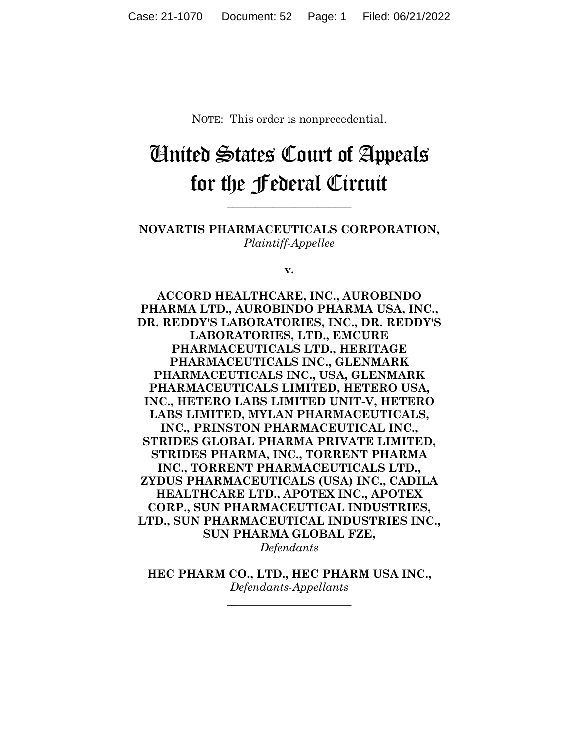NOTE: This order is nonprecedential.

# United States Court of Appeals for the Federal Circuit

---

**NOVARTIS PHARMACEUTICALS CORPORATION,**
*Plaintiff-Appellee*

**v.**

**ACCORD HEALTHCARE, INC., AUROBINDO PHARMA LTD., AUROBINDO PHARMA USA, INC., DR. REDDY'S LABORATORIES, INC., DR. REDDY'S LABORATORIES, LTD., EMCURE PHARMACEUTICALS LTD., HERITAGE PHARMACEUTICALS INC., GLENMARK PHARMACEUTICALS INC., USA, GLENMARK PHARMACEUTICALS LIMITED, HETERO USA, INC., HETERO LABS LIMITED UNIT-V, HETERO LABS LIMITED, MYLAN PHARMACEUTICALS, INC., PRINSTON PHARMACEUTICAL INC., STRIDES GLOBAL PHARMA PRIVATE LIMITED, STRIDES PHARMA, INC., TORRENT PHARMA INC., TORRENT PHARMACEUTICALS LTD., ZYDUS PHARMACEUTICALS (USA) INC., CADILA HEALTHCARE LTD., APOTEX INC., APOTEX CORP., SUN PHARMACEUTICAL INDUSTRIES, LTD., SUN PHARMACEUTICAL INDUSTRIES INC., SUN PHARMA GLOBAL FZE,**
*Defendants*

**HEC PHARM CO., LTD., HEC PHARM USA INC.,**
*Defendants-Appellants*

---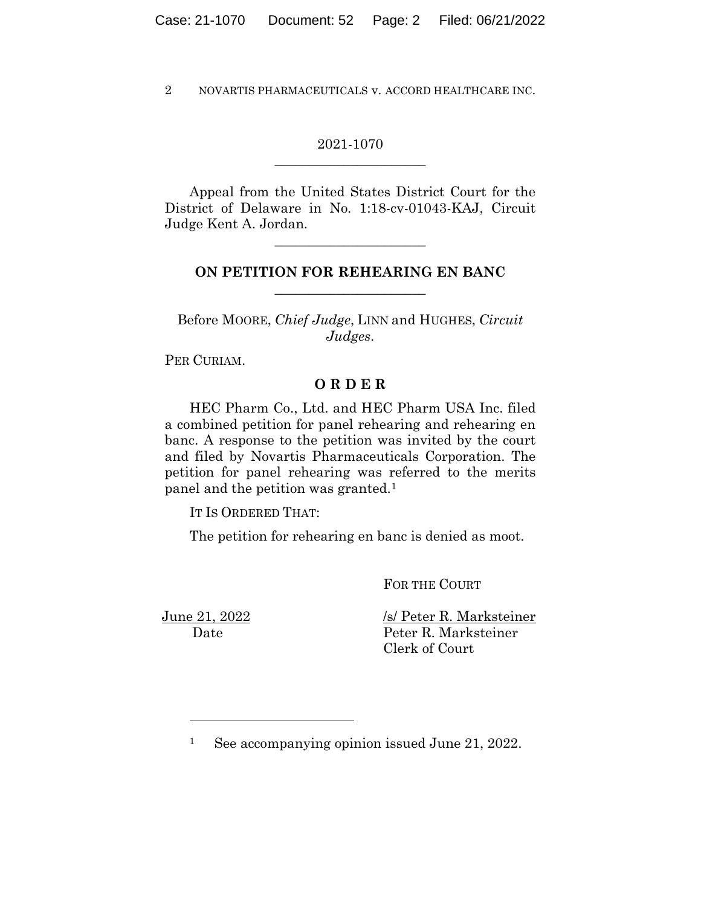2021-1070

---

Appeal from the United States District Court for the District of Delaware in No. 1:18-cv-01043-KAJ, Circuit Judge Kent A. Jordan.

---

**ON PETITION FOR REHEARING EN BANC**

---

Before MOORE, *Chief Judge*, LINN and HUGHES, *Circuit Judges*.

PER CURIAM.

**O R D E R**

HEC Pharm Co., Ltd. and HEC Pharm USA Inc. filed a combined petition for panel rehearing and rehearing en banc. A response to the petition was invited by the court and filed by Novartis Pharmaceuticals Corporation. The petition for panel rehearing was referred to the merits panel and the petition was granted.[1]

IT IS ORDERED THAT:

The petition for rehearing en banc is denied as moot.

FOR THE COURT

June 21, 2022
Date

/s/ Peter R. Marksteiner
Peter R. Marksteiner
Clerk of Court

---

[1] See accompanying opinion issued June 21, 2022.